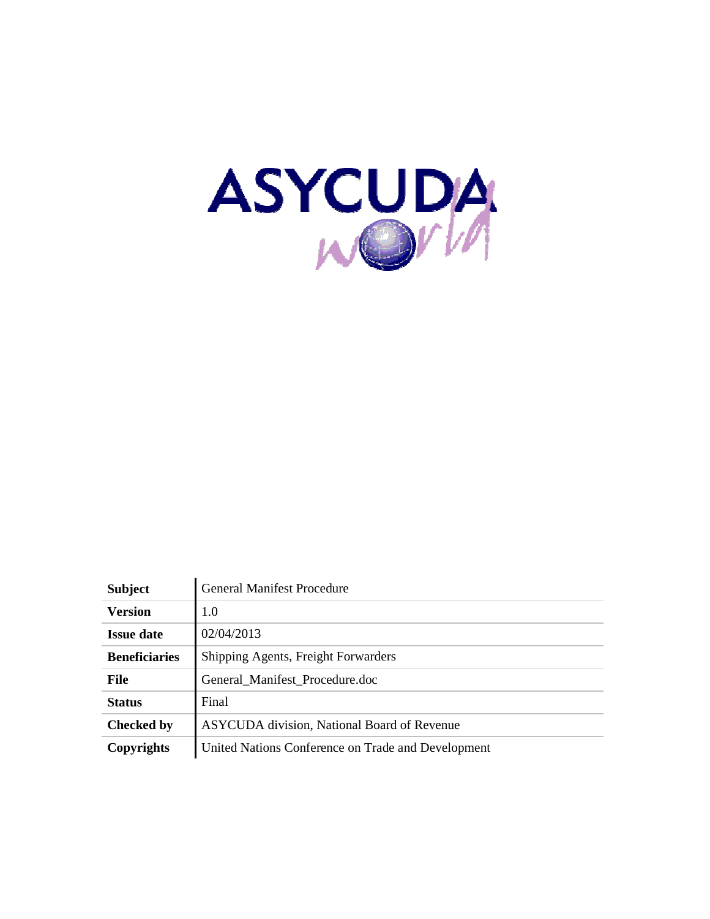ASYCUDA world

| | |
|---|---|
| **Subject** | General Manifest Procedure |
| **Version** | 1.0 |
| **Issue date** | 02/04/2013 |
| **Beneficiaries** | Shipping Agents, Freight Forwarders |
| **File** | General_Manifest_Procedure.doc |
| **Status** | Final |
| **Checked by** | ASYCUDA division, National Board of Revenue |
| **Copyrights** | United Nations Conference on Trade and Development |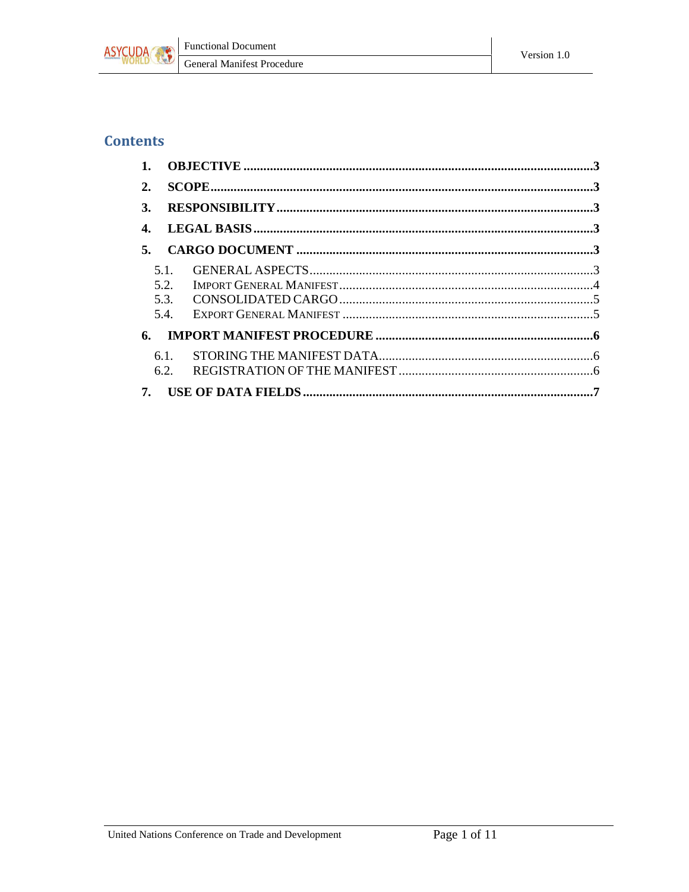# Contents

1. **OBJECTIVE** ........ 3
2. **SCOPE** ........ 3
3. **RESPONSIBILITY** ........ 3
4. **LEGAL BASIS** ........ 3
5. **CARGO DOCUMENT** ........ 3
   - 5.1. GENERAL ASPECTS ........ 3
   - 5.2. IMPORT GENERAL MANIFEST ........ 4
   - 5.3. CONSOLIDATED CARGO ........ 5
   - 5.4. EXPORT GENERAL MANIFEST ........ 5
6. **IMPORT MANIFEST PROCEDURE** ........ 6
   - 6.1. STORING THE MANIFEST DATA ........ 6
   - 6.2. REGISTRATION OF THE MANIFEST ........ 6
7. **USE OF DATA FIELDS** ........ 7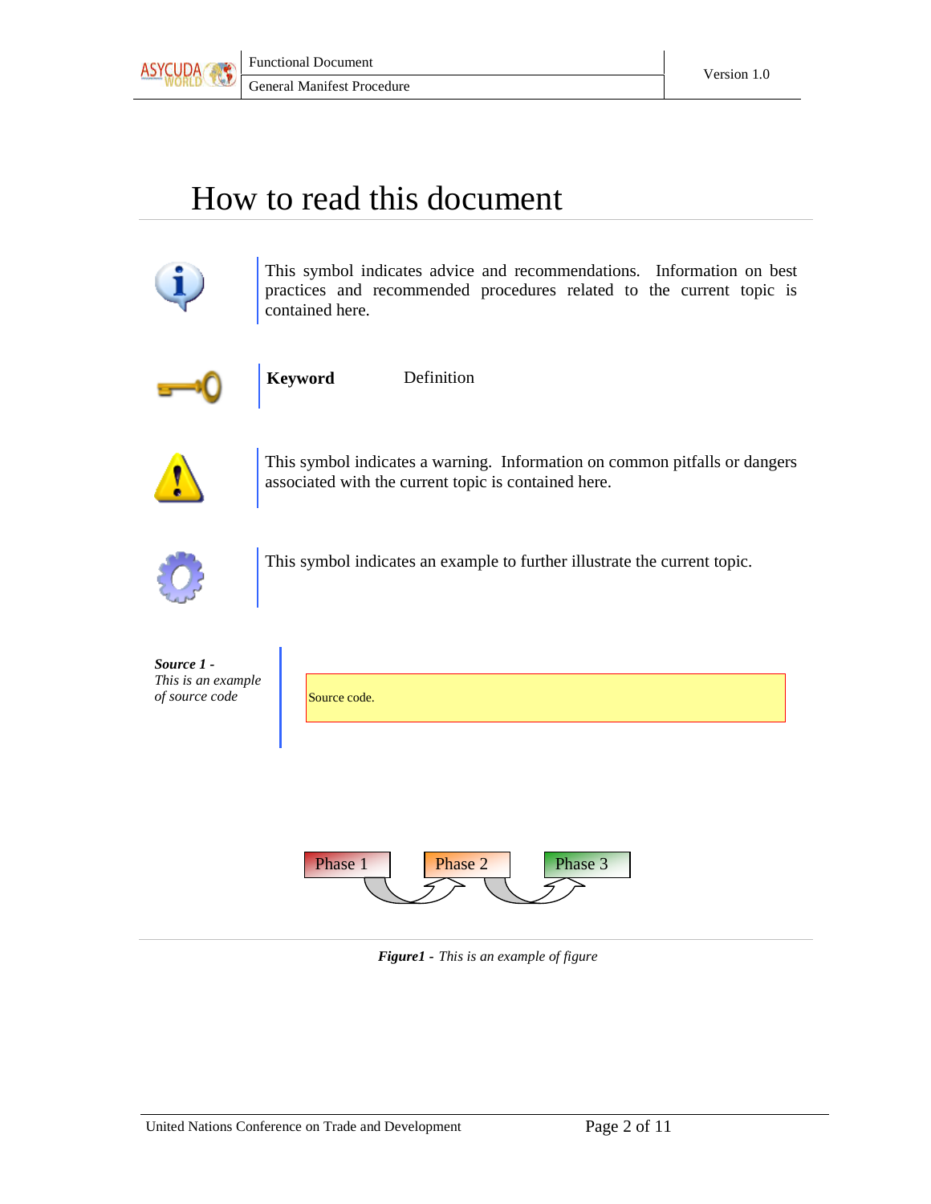# How to read this document

This symbol indicates advice and recommendations. Information on best practices and recommended procedures related to the current topic is contained here.

**Keyword** Definition

This symbol indicates a warning. Information on common pitfalls or dangers associated with the current topic is contained here.

This symbol indicates an example to further illustrate the current topic.

***Source 1 -*** *This is an example of source code*

```
Source code.
```

Phase 1 → Phase 2 → Phase 3

***Figure1 -*** *This is an example of figure*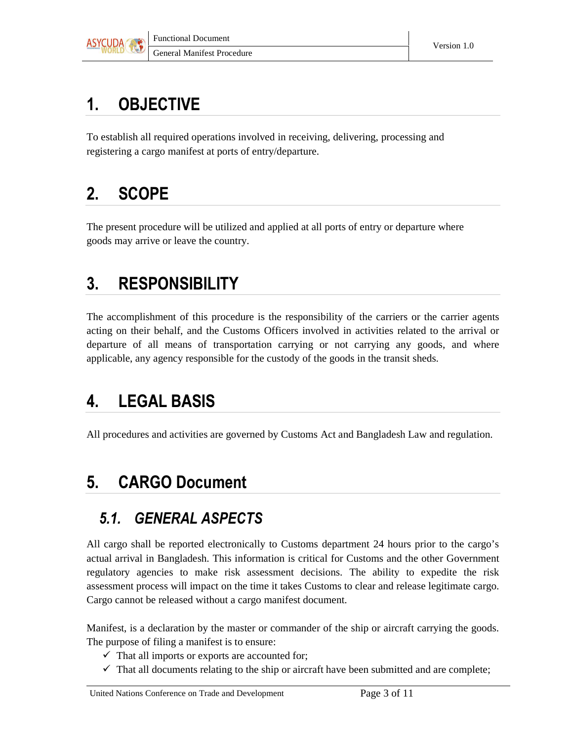# 1. OBJECTIVE

To establish all required operations involved in receiving, delivering, processing and registering a cargo manifest at ports of entry/departure.

# 2. SCOPE

The present procedure will be utilized and applied at all ports of entry or departure where goods may arrive or leave the country.

# 3. RESPONSIBILITY

The accomplishment of this procedure is the responsibility of the carriers or the carrier agents acting on their behalf, and the Customs Officers involved in activities related to the arrival or departure of all means of transportation carrying or not carrying any goods, and where applicable, any agency responsible for the custody of the goods in the transit sheds.

# 4. LEGAL BASIS

All procedures and activities are governed by Customs Act and Bangladesh Law and regulation.

# 5. CARGO Document

## *5.1. GENERAL ASPECTS*

All cargo shall be reported electronically to Customs department 24 hours prior to the cargo's actual arrival in Bangladesh. This information is critical for Customs and the other Government regulatory agencies to make risk assessment decisions. The ability to expedite the risk assessment process will impact on the time it takes Customs to clear and release legitimate cargo. Cargo cannot be released without a cargo manifest document.

Manifest, is a declaration by the master or commander of the ship or aircraft carrying the goods. The purpose of filing a manifest is to ensure:

- ✓ That all imports or exports are accounted for;
- ✓ That all documents relating to the ship or aircraft have been submitted and are complete;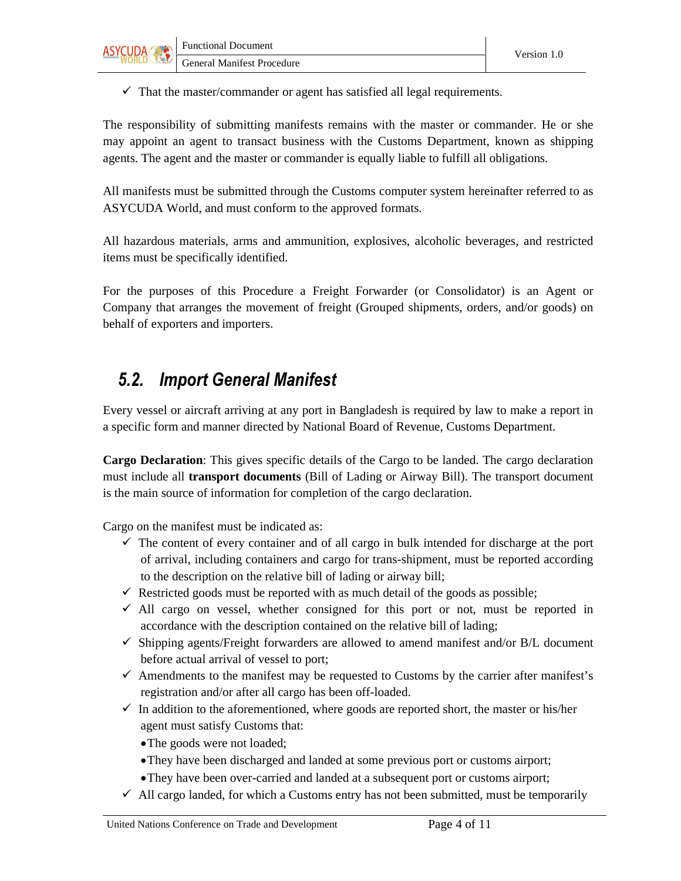- ✓ That the master/commander or agent has satisfied all legal requirements.

The responsibility of submitting manifests remains with the master or commander. He or she may appoint an agent to transact business with the Customs Department, known as shipping agents. The agent and the master or commander is equally liable to fulfill all obligations.

All manifests must be submitted through the Customs computer system hereinafter referred to as ASYCUDA World, and must conform to the approved formats.

All hazardous materials, arms and ammunition, explosives, alcoholic beverages, and restricted items must be specifically identified.

For the purposes of this Procedure a Freight Forwarder (or Consolidator) is an Agent or Company that arranges the movement of freight (Grouped shipments, orders, and/or goods) on behalf of exporters and importers.

## *5.2. Import General Manifest*

Every vessel or aircraft arriving at any port in Bangladesh is required by law to make a report in a specific form and manner directed by National Board of Revenue, Customs Department.

**Cargo Declaration**: This gives specific details of the Cargo to be landed. The cargo declaration must include all **transport documents** (Bill of Lading or Airway Bill). The transport document is the main source of information for completion of the cargo declaration.

Cargo on the manifest must be indicated as:

- ✓ The content of every container and of all cargo in bulk intended for discharge at the port of arrival, including containers and cargo for trans-shipment, must be reported according to the description on the relative bill of lading or airway bill;
- ✓ Restricted goods must be reported with as much detail of the goods as possible;
- ✓ All cargo on vessel, whether consigned for this port or not, must be reported in accordance with the description contained on the relative bill of lading;
- ✓ Shipping agents/Freight forwarders are allowed to amend manifest and/or B/L document before actual arrival of vessel to port;
- ✓ Amendments to the manifest may be requested to Customs by the carrier after manifest's registration and/or after all cargo has been off-loaded.
- ✓ In addition to the aforementioned, where goods are reported short, the master or his/her agent must satisfy Customs that:
  - The goods were not loaded;
  - They have been discharged and landed at some previous port or customs airport;
  - They have been over-carried and landed at a subsequent port or customs airport;
- ✓ All cargo landed, for which a Customs entry has not been submitted, must be temporarily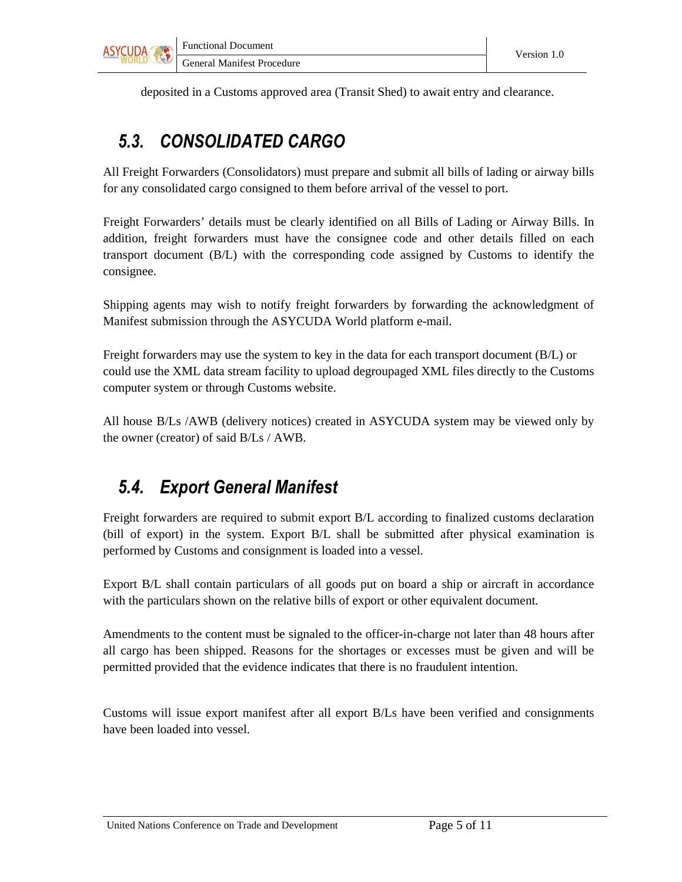deposited in a Customs approved area (Transit Shed) to await entry and clearance.

## 5.3. CONSOLIDATED CARGO

All Freight Forwarders (Consolidators) must prepare and submit all bills of lading or airway bills for any consolidated cargo consigned to them before arrival of the vessel to port.

Freight Forwarders' details must be clearly identified on all Bills of Lading or Airway Bills. In addition, freight forwarders must have the consignee code and other details filled on each transport document (B/L) with the corresponding code assigned by Customs to identify the consignee.

Shipping agents may wish to notify freight forwarders by forwarding the acknowledgment of Manifest submission through the ASYCUDA World platform e-mail.

Freight forwarders may use the system to key in the data for each transport document (B/L) or could use the XML data stream facility to upload degroupaged XML files directly to the Customs computer system or through Customs website.

All house B/Ls /AWB (delivery notices) created in ASYCUDA system may be viewed only by the owner (creator) of said B/Ls / AWB.

## 5.4. Export General Manifest

Freight forwarders are required to submit export B/L according to finalized customs declaration (bill of export) in the system. Export B/L shall be submitted after physical examination is performed by Customs and consignment is loaded into a vessel.

Export B/L shall contain particulars of all goods put on board a ship or aircraft in accordance with the particulars shown on the relative bills of export or other equivalent document.

Amendments to the content must be signaled to the officer-in-charge not later than 48 hours after all cargo has been shipped. Reasons for the shortages or excesses must be given and will be permitted provided that the evidence indicates that there is no fraudulent intention.

Customs will issue export manifest after all export B/Ls have been verified and consignments have been loaded into vessel.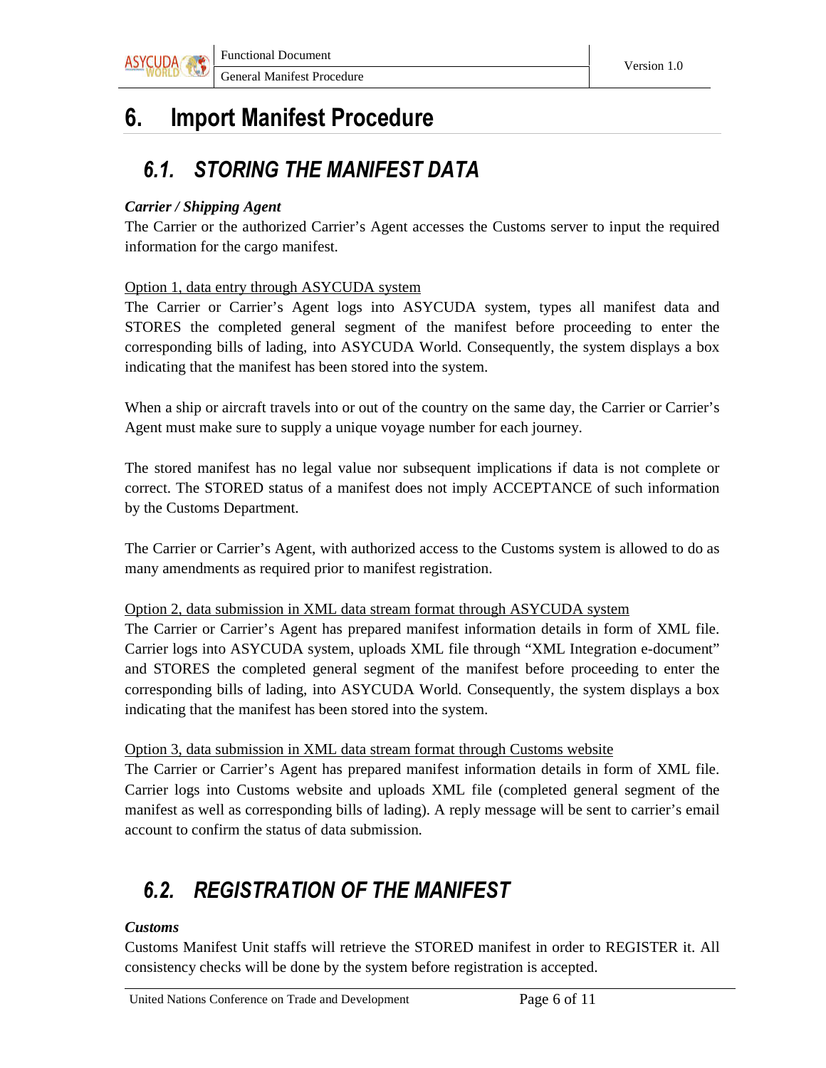# 6. Import Manifest Procedure

## 6.1. STORING THE MANIFEST DATA

***Carrier / Shipping Agent***

The Carrier or the authorized Carrier's Agent accesses the Customs server to input the required information for the cargo manifest.

Option 1, data entry through ASYCUDA system

The Carrier or Carrier's Agent logs into ASYCUDA system, types all manifest data and STORES the completed general segment of the manifest before proceeding to enter the corresponding bills of lading, into ASYCUDA World. Consequently, the system displays a box indicating that the manifest has been stored into the system.

When a ship or aircraft travels into or out of the country on the same day, the Carrier or Carrier's Agent must make sure to supply a unique voyage number for each journey.

The stored manifest has no legal value nor subsequent implications if data is not complete or correct. The STORED status of a manifest does not imply ACCEPTANCE of such information by the Customs Department.

The Carrier or Carrier's Agent, with authorized access to the Customs system is allowed to do as many amendments as required prior to manifest registration.

Option 2, data submission in XML data stream format through ASYCUDA system

The Carrier or Carrier's Agent has prepared manifest information details in form of XML file. Carrier logs into ASYCUDA system, uploads XML file through "XML Integration e-document" and STORES the completed general segment of the manifest before proceeding to enter the corresponding bills of lading, into ASYCUDA World. Consequently, the system displays a box indicating that the manifest has been stored into the system.

Option 3, data submission in XML data stream format through Customs website

The Carrier or Carrier's Agent has prepared manifest information details in form of XML file. Carrier logs into Customs website and uploads XML file (completed general segment of the manifest as well as corresponding bills of lading). A reply message will be sent to carrier's email account to confirm the status of data submission.

## 6.2. REGISTRATION OF THE MANIFEST

***Customs***

Customs Manifest Unit staffs will retrieve the STORED manifest in order to REGISTER it. All consistency checks will be done by the system before registration is accepted.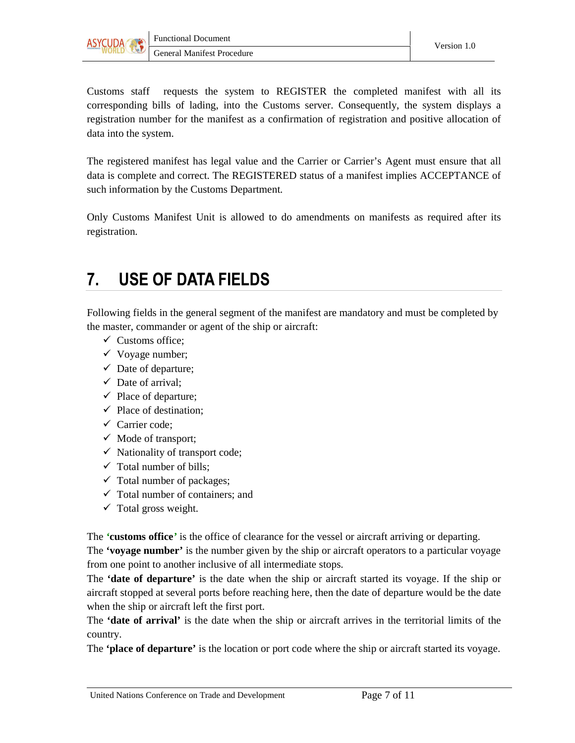Customs staff requests the system to REGISTER the completed manifest with all its corresponding bills of lading, into the Customs server. Consequently, the system displays a registration number for the manifest as a confirmation of registration and positive allocation of data into the system.

The registered manifest has legal value and the Carrier or Carrier's Agent must ensure that all data is complete and correct. The REGISTERED status of a manifest implies ACCEPTANCE of such information by the Customs Department.

Only Customs Manifest Unit is allowed to do amendments on manifests as required after its registration.

# 7. USE OF DATA FIELDS

Following fields in the general segment of the manifest are mandatory and must be completed by the master, commander or agent of the ship or aircraft:

- ✓ Customs office;
- ✓ Voyage number;
- ✓ Date of departure;
- ✓ Date of arrival;
- ✓ Place of departure;
- ✓ Place of destination;
- ✓ Carrier code;
- ✓ Mode of transport;
- ✓ Nationality of transport code;
- ✓ Total number of bills;
- ✓ Total number of packages;
- ✓ Total number of containers; and
- ✓ Total gross weight.

The **'customs office'** is the office of clearance for the vessel or aircraft arriving or departing.
The **'voyage number'** is the number given by the ship or aircraft operators to a particular voyage from one point to another inclusive of all intermediate stops.
The **'date of departure'** is the date when the ship or aircraft started its voyage. If the ship or aircraft stopped at several ports before reaching here, then the date of departure would be the date when the ship or aircraft left the first port.
The **'date of arrival'** is the date when the ship or aircraft arrives in the territorial limits of the country.
The **'place of departure'** is the location or port code where the ship or aircraft started its voyage.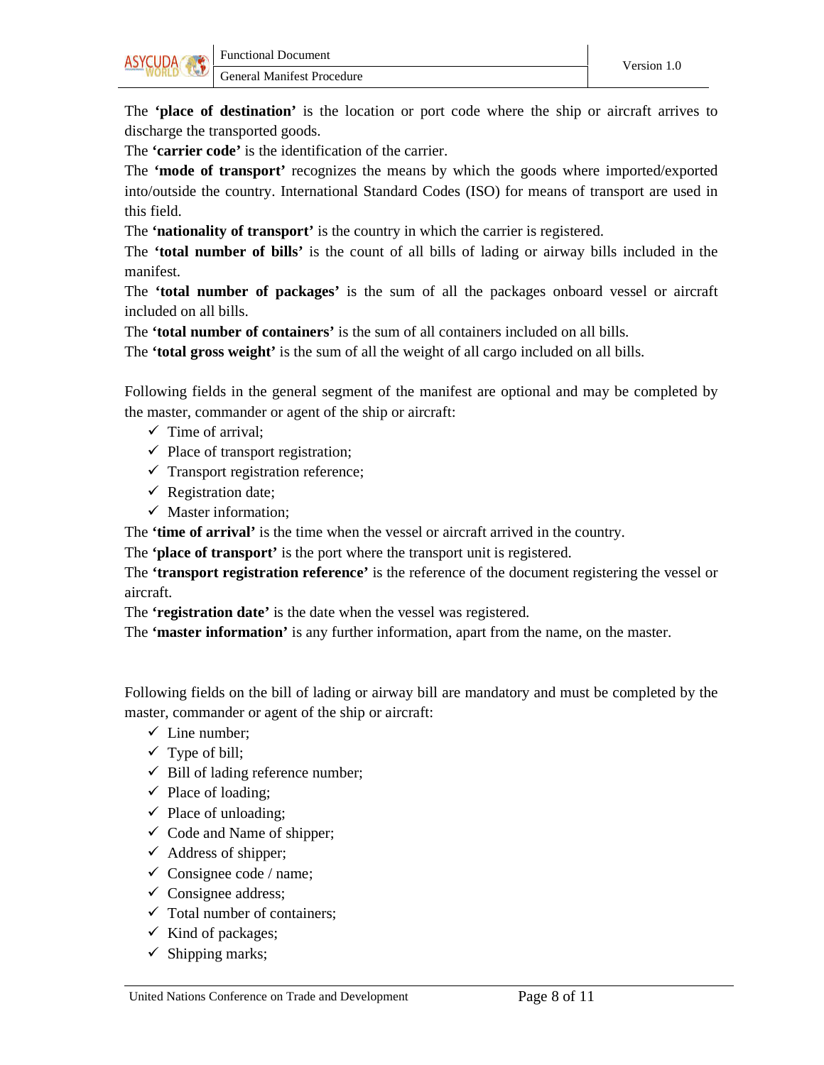The **'place of destination'** is the location or port code where the ship or aircraft arrives to discharge the transported goods.

The **'carrier code'** is the identification of the carrier.

The **'mode of transport'** recognizes the means by which the goods where imported/exported into/outside the country. International Standard Codes (ISO) for means of transport are used in this field.

The **'nationality of transport'** is the country in which the carrier is registered.

The **'total number of bills'** is the count of all bills of lading or airway bills included in the manifest.

The **'total number of packages'** is the sum of all the packages onboard vessel or aircraft included on all bills.

The **'total number of containers'** is the sum of all containers included on all bills.

The **'total gross weight'** is the sum of all the weight of all cargo included on all bills.

Following fields in the general segment of the manifest are optional and may be completed by the master, commander or agent of the ship or aircraft:

- ✓ Time of arrival;
- ✓ Place of transport registration;
- ✓ Transport registration reference;
- ✓ Registration date;
- ✓ Master information;

The **'time of arrival'** is the time when the vessel or aircraft arrived in the country.

The **'place of transport'** is the port where the transport unit is registered.

The **'transport registration reference'** is the reference of the document registering the vessel or aircraft.

The **'registration date'** is the date when the vessel was registered.

The **'master information'** is any further information, apart from the name, on the master.

Following fields on the bill of lading or airway bill are mandatory and must be completed by the master, commander or agent of the ship or aircraft:

- ✓ Line number;
- ✓ Type of bill;
- ✓ Bill of lading reference number;
- ✓ Place of loading;
- ✓ Place of unloading;
- ✓ Code and Name of shipper;
- ✓ Address of shipper;
- ✓ Consignee code / name;
- ✓ Consignee address;
- ✓ Total number of containers;
- ✓ Kind of packages;
- ✓ Shipping marks;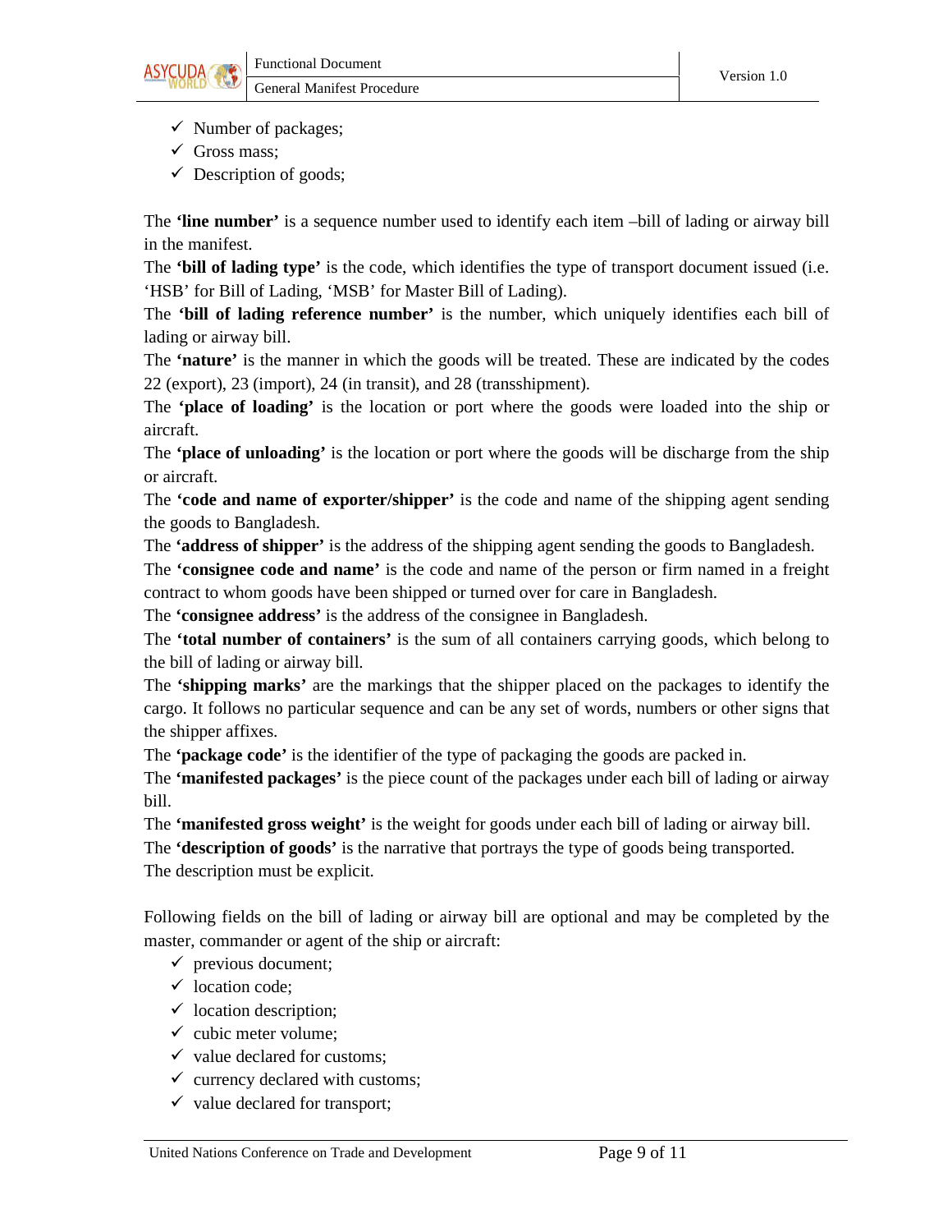- ✓ Number of packages;
- ✓ Gross mass;
- ✓ Description of goods;

The **'line number'** is a sequence number used to identify each item –bill of lading or airway bill in the manifest.
The **'bill of lading type'** is the code, which identifies the type of transport document issued (i.e. 'HSB' for Bill of Lading, 'MSB' for Master Bill of Lading).
The **'bill of lading reference number'** is the number, which uniquely identifies each bill of lading or airway bill.
The **'nature'** is the manner in which the goods will be treated. These are indicated by the codes 22 (export), 23 (import), 24 (in transit), and 28 (transshipment).
The **'place of loading'** is the location or port where the goods were loaded into the ship or aircraft.
The **'place of unloading'** is the location or port where the goods will be discharge from the ship or aircraft.
The **'code and name of exporter/shipper'** is the code and name of the shipping agent sending the goods to Bangladesh.
The **'address of shipper'** is the address of the shipping agent sending the goods to Bangladesh.
The **'consignee code and name'** is the code and name of the person or firm named in a freight contract to whom goods have been shipped or turned over for care in Bangladesh.
The **'consignee address'** is the address of the consignee in Bangladesh.
The **'total number of containers'** is the sum of all containers carrying goods, which belong to the bill of lading or airway bill.
The **'shipping marks'** are the markings that the shipper placed on the packages to identify the cargo. It follows no particular sequence and can be any set of words, numbers or other signs that the shipper affixes.
The **'package code'** is the identifier of the type of packaging the goods are packed in.
The **'manifested packages'** is the piece count of the packages under each bill of lading or airway bill.
The **'manifested gross weight'** is the weight for goods under each bill of lading or airway bill.
The **'description of goods'** is the narrative that portrays the type of goods being transported.
The description must be explicit.

Following fields on the bill of lading or airway bill are optional and may be completed by the master, commander or agent of the ship or aircraft:

- ✓ previous document;
- ✓ location code;
- ✓ location description;
- ✓ cubic meter volume;
- ✓ value declared for customs;
- ✓ currency declared with customs;
- ✓ value declared for transport;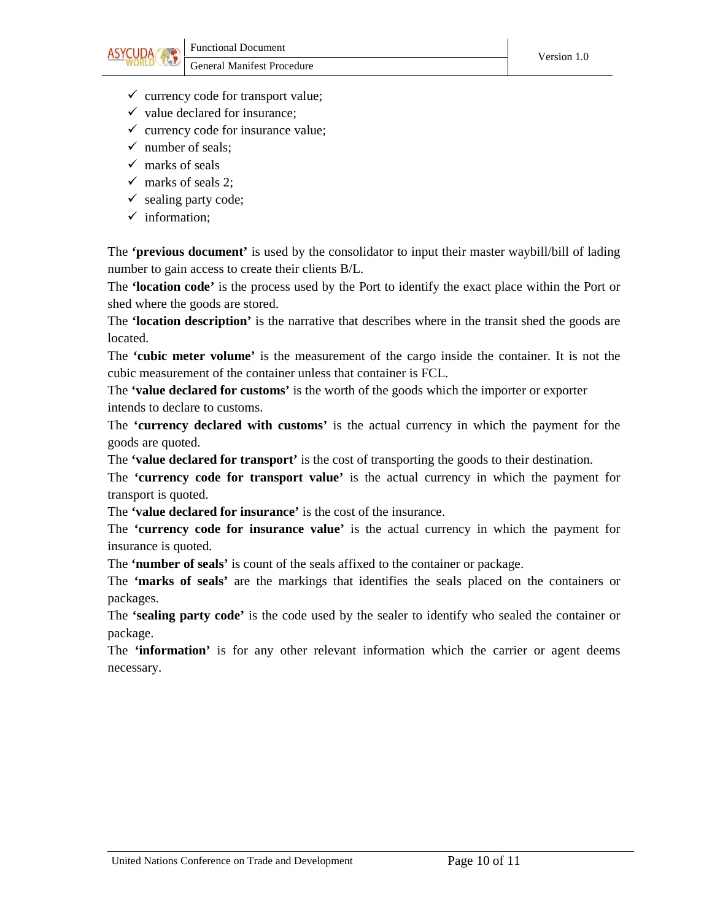- ✓ currency code for transport value;
- ✓ value declared for insurance;
- ✓ currency code for insurance value;
- ✓ number of seals;
- ✓ marks of seals
- ✓ marks of seals 2;
- ✓ sealing party code;
- ✓ information;

The **'previous document'** is used by the consolidator to input their master waybill/bill of lading number to gain access to create their clients B/L.
The **'location code'** is the process used by the Port to identify the exact place within the Port or shed where the goods are stored.
The **'location description'** is the narrative that describes where in the transit shed the goods are located.
The **'cubic meter volume'** is the measurement of the cargo inside the container. It is not the cubic measurement of the container unless that container is FCL.
The **'value declared for customs'** is the worth of the goods which the importer or exporter intends to declare to customs.
The **'currency declared with customs'** is the actual currency in which the payment for the goods are quoted.
The **'value declared for transport'** is the cost of transporting the goods to their destination.
The **'currency code for transport value'** is the actual currency in which the payment for transport is quoted.
The **'value declared for insurance'** is the cost of the insurance.
The **'currency code for insurance value'** is the actual currency in which the payment for insurance is quoted.
The **'number of seals'** is count of the seals affixed to the container or package.
The **'marks of seals'** are the markings that identifies the seals placed on the containers or packages.
The **'sealing party code'** is the code used by the sealer to identify who sealed the container or package.
The **'information'** is for any other relevant information which the carrier or agent deems necessary.